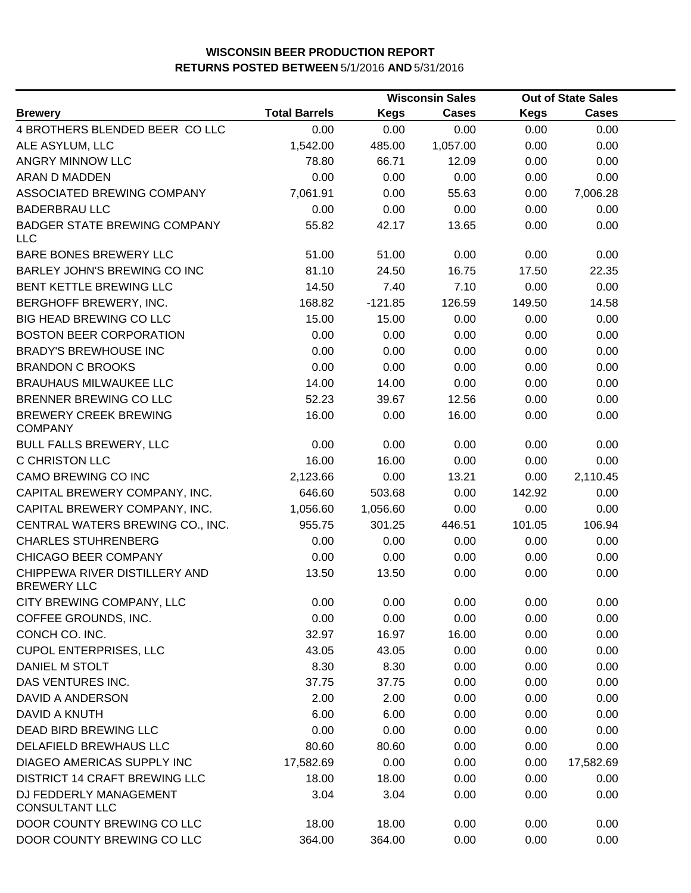# WISCONSIN BEER PRODUCTION REPORT

## RETURNS POSTED BETWEEN 5/1/2016 AND 5/31/2016

| | | Wisconsin Sales | | Out of State Sales | |
|---|---|---|---|---|---|
| **Brewery** | **Total Barrels** | **Kegs** | **Cases** | **Kegs** | **Cases** |
| 4 BROTHERS BLENDED BEER CO LLC | 0.00 | 0.00 | 0.00 | 0.00 | 0.00 |
| ALE ASYLUM, LLC | 1,542.00 | 485.00 | 1,057.00 | 0.00 | 0.00 |
| ANGRY MINNOW LLC | 78.80 | 66.71 | 12.09 | 0.00 | 0.00 |
| ARAN D MADDEN | 0.00 | 0.00 | 0.00 | 0.00 | 0.00 |
| ASSOCIATED BREWING COMPANY | 7,061.91 | 0.00 | 55.63 | 0.00 | 7,006.28 |
| BADERBRAU LLC | 0.00 | 0.00 | 0.00 | 0.00 | 0.00 |
| BADGER STATE BREWING COMPANY LLC | 55.82 | 42.17 | 13.65 | 0.00 | 0.00 |
| BARE BONES BREWERY LLC | 51.00 | 51.00 | 0.00 | 0.00 | 0.00 |
| BARLEY JOHN'S BREWING CO INC | 81.10 | 24.50 | 16.75 | 17.50 | 22.35 |
| BENT KETTLE BREWING LLC | 14.50 | 7.40 | 7.10 | 0.00 | 0.00 |
| BERGHOFF BREWERY, INC. | 168.82 | -121.85 | 126.59 | 149.50 | 14.58 |
| BIG HEAD BREWING CO LLC | 15.00 | 15.00 | 0.00 | 0.00 | 0.00 |
| BOSTON BEER CORPORATION | 0.00 | 0.00 | 0.00 | 0.00 | 0.00 |
| BRADY'S BREWHOUSE INC | 0.00 | 0.00 | 0.00 | 0.00 | 0.00 |
| BRANDON C BROOKS | 0.00 | 0.00 | 0.00 | 0.00 | 0.00 |
| BRAUHAUS MILWAUKEE LLC | 14.00 | 14.00 | 0.00 | 0.00 | 0.00 |
| BRENNER BREWING CO LLC | 52.23 | 39.67 | 12.56 | 0.00 | 0.00 |
| BREWERY CREEK BREWING COMPANY | 16.00 | 0.00 | 16.00 | 0.00 | 0.00 |
| BULL FALLS BREWERY, LLC | 0.00 | 0.00 | 0.00 | 0.00 | 0.00 |
| C CHRISTON LLC | 16.00 | 16.00 | 0.00 | 0.00 | 0.00 |
| CAMO BREWING CO INC | 2,123.66 | 0.00 | 13.21 | 0.00 | 2,110.45 |
| CAPITAL BREWERY COMPANY, INC. | 646.60 | 503.68 | 0.00 | 142.92 | 0.00 |
| CAPITAL BREWERY COMPANY, INC. | 1,056.60 | 1,056.60 | 0.00 | 0.00 | 0.00 |
| CENTRAL WATERS BREWING CO., INC. | 955.75 | 301.25 | 446.51 | 101.05 | 106.94 |
| CHARLES STUHRENBERG | 0.00 | 0.00 | 0.00 | 0.00 | 0.00 |
| CHICAGO BEER COMPANY | 0.00 | 0.00 | 0.00 | 0.00 | 0.00 |
| CHIPPEWA RIVER DISTILLERY AND BREWERY LLC | 13.50 | 13.50 | 0.00 | 0.00 | 0.00 |
| CITY BREWING COMPANY, LLC | 0.00 | 0.00 | 0.00 | 0.00 | 0.00 |
| COFFEE GROUNDS, INC. | 0.00 | 0.00 | 0.00 | 0.00 | 0.00 |
| CONCH CO. INC. | 32.97 | 16.97 | 16.00 | 0.00 | 0.00 |
| CUPOL ENTERPRISES, LLC | 43.05 | 43.05 | 0.00 | 0.00 | 0.00 |
| DANIEL M STOLT | 8.30 | 8.30 | 0.00 | 0.00 | 0.00 |
| DAS VENTURES INC. | 37.75 | 37.75 | 0.00 | 0.00 | 0.00 |
| DAVID A ANDERSON | 2.00 | 2.00 | 0.00 | 0.00 | 0.00 |
| DAVID A KNUTH | 6.00 | 6.00 | 0.00 | 0.00 | 0.00 |
| DEAD BIRD BREWING LLC | 0.00 | 0.00 | 0.00 | 0.00 | 0.00 |
| DELAFIELD BREWHAUS LLC | 80.60 | 80.60 | 0.00 | 0.00 | 0.00 |
| DIAGEO AMERICAS SUPPLY INC | 17,582.69 | 0.00 | 0.00 | 0.00 | 17,582.69 |
| DISTRICT 14 CRAFT BREWING LLC | 18.00 | 18.00 | 0.00 | 0.00 | 0.00 |
| DJ FEDDERLY MANAGEMENT CONSULTANT LLC | 3.04 | 3.04 | 0.00 | 0.00 | 0.00 |
| DOOR COUNTY BREWING CO LLC | 18.00 | 18.00 | 0.00 | 0.00 | 0.00 |
| DOOR COUNTY BREWING CO LLC | 364.00 | 364.00 | 0.00 | 0.00 | 0.00 |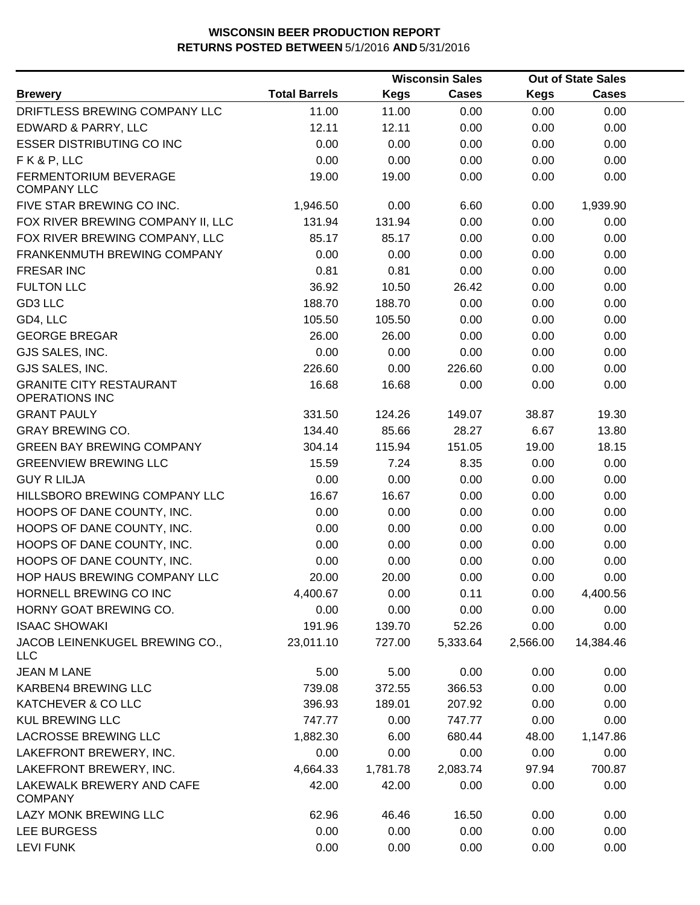**WISCONSIN BEER PRODUCTION REPORT**
**RETURNS POSTED BETWEEN 5/1/2016 AND 5/31/2016**

| Brewery | Total Barrels | Wisconsin Sales Kegs | Wisconsin Sales Cases | Out of State Sales Kegs | Out of State Sales Cases |
|---|---|---|---|---|---|
| DRIFTLESS BREWING COMPANY LLC | 11.00 | 11.00 | 0.00 | 0.00 | 0.00 |
| EDWARD & PARRY, LLC | 12.11 | 12.11 | 0.00 | 0.00 | 0.00 |
| ESSER DISTRIBUTING CO INC | 0.00 | 0.00 | 0.00 | 0.00 | 0.00 |
| F K & P, LLC | 0.00 | 0.00 | 0.00 | 0.00 | 0.00 |
| FERMENTORIUM BEVERAGE COMPANY LLC | 19.00 | 19.00 | 0.00 | 0.00 | 0.00 |
| FIVE STAR BREWING CO INC. | 1,946.50 | 0.00 | 6.60 | 0.00 | 1,939.90 |
| FOX RIVER BREWING COMPANY II, LLC | 131.94 | 131.94 | 0.00 | 0.00 | 0.00 |
| FOX RIVER BREWING COMPANY, LLC | 85.17 | 85.17 | 0.00 | 0.00 | 0.00 |
| FRANKENMUTH BREWING COMPANY | 0.00 | 0.00 | 0.00 | 0.00 | 0.00 |
| FRESAR INC | 0.81 | 0.81 | 0.00 | 0.00 | 0.00 |
| FULTON LLC | 36.92 | 10.50 | 26.42 | 0.00 | 0.00 |
| GD3 LLC | 188.70 | 188.70 | 0.00 | 0.00 | 0.00 |
| GD4, LLC | 105.50 | 105.50 | 0.00 | 0.00 | 0.00 |
| GEORGE BREGAR | 26.00 | 26.00 | 0.00 | 0.00 | 0.00 |
| GJS SALES, INC. | 0.00 | 0.00 | 0.00 | 0.00 | 0.00 |
| GJS SALES, INC. | 226.60 | 0.00 | 226.60 | 0.00 | 0.00 |
| GRANITE CITY RESTAURANT OPERATIONS INC | 16.68 | 16.68 | 0.00 | 0.00 | 0.00 |
| GRANT PAULY | 331.50 | 124.26 | 149.07 | 38.87 | 19.30 |
| GRAY BREWING CO. | 134.40 | 85.66 | 28.27 | 6.67 | 13.80 |
| GREEN BAY BREWING COMPANY | 304.14 | 115.94 | 151.05 | 19.00 | 18.15 |
| GREENVIEW BREWING LLC | 15.59 | 7.24 | 8.35 | 0.00 | 0.00 |
| GUY R LILJA | 0.00 | 0.00 | 0.00 | 0.00 | 0.00 |
| HILLSBORO BREWING COMPANY LLC | 16.67 | 16.67 | 0.00 | 0.00 | 0.00 |
| HOOPS OF DANE COUNTY, INC. | 0.00 | 0.00 | 0.00 | 0.00 | 0.00 |
| HOOPS OF DANE COUNTY, INC. | 0.00 | 0.00 | 0.00 | 0.00 | 0.00 |
| HOOPS OF DANE COUNTY, INC. | 0.00 | 0.00 | 0.00 | 0.00 | 0.00 |
| HOOPS OF DANE COUNTY, INC. | 0.00 | 0.00 | 0.00 | 0.00 | 0.00 |
| HOP HAUS BREWING COMPANY LLC | 20.00 | 20.00 | 0.00 | 0.00 | 0.00 |
| HORNELL BREWING CO INC | 4,400.67 | 0.00 | 0.11 | 0.00 | 4,400.56 |
| HORNY GOAT BREWING CO. | 0.00 | 0.00 | 0.00 | 0.00 | 0.00 |
| ISAAC SHOWAKI | 191.96 | 139.70 | 52.26 | 0.00 | 0.00 |
| JACOB LEINENKUGEL BREWING CO., LLC | 23,011.10 | 727.00 | 5,333.64 | 2,566.00 | 14,384.46 |
| JEAN M LANE | 5.00 | 5.00 | 0.00 | 0.00 | 0.00 |
| KARBEN4 BREWING LLC | 739.08 | 372.55 | 366.53 | 0.00 | 0.00 |
| KATCHEVER & CO LLC | 396.93 | 189.01 | 207.92 | 0.00 | 0.00 |
| KUL BREWING LLC | 747.77 | 0.00 | 747.77 | 0.00 | 0.00 |
| LACROSSE BREWING LLC | 1,882.30 | 6.00 | 680.44 | 48.00 | 1,147.86 |
| LAKEFRONT BREWERY, INC. | 0.00 | 0.00 | 0.00 | 0.00 | 0.00 |
| LAKEFRONT BREWERY, INC. | 4,664.33 | 1,781.78 | 2,083.74 | 97.94 | 700.87 |
| LAKEWALK BREWERY AND CAFE COMPANY | 42.00 | 42.00 | 0.00 | 0.00 | 0.00 |
| LAZY MONK BREWING LLC | 62.96 | 46.46 | 16.50 | 0.00 | 0.00 |
| LEE BURGESS | 0.00 | 0.00 | 0.00 | 0.00 | 0.00 |
| LEVI FUNK | 0.00 | 0.00 | 0.00 | 0.00 | 0.00 |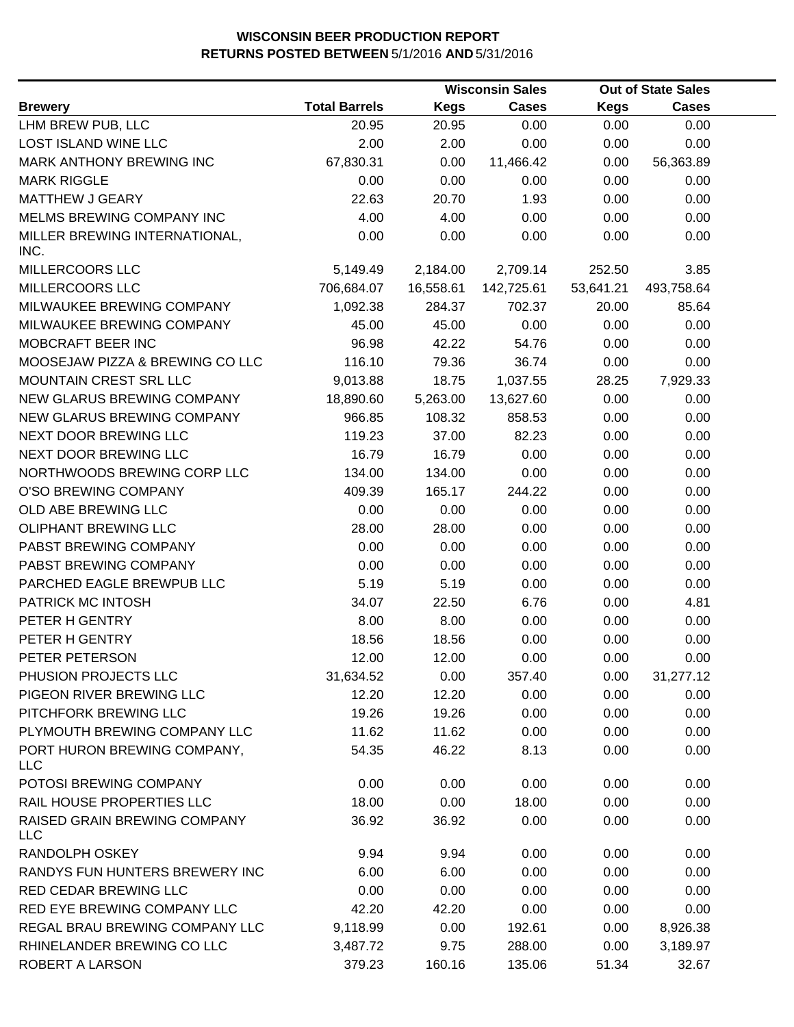**WISCONSIN BEER PRODUCTION REPORT**
**RETURNS POSTED BETWEEN** 5/1/2016 **AND** 5/31/2016

| Brewery | Total Barrels | Wisconsin Sales Kegs | Wisconsin Sales Cases | Out of State Sales Kegs | Out of State Sales Cases |
|---|---|---|---|---|---|
| LHM BREW PUB, LLC | 20.95 | 20.95 | 0.00 | 0.00 | 0.00 |
| LOST ISLAND WINE LLC | 2.00 | 2.00 | 0.00 | 0.00 | 0.00 |
| MARK ANTHONY BREWING INC | 67,830.31 | 0.00 | 11,466.42 | 0.00 | 56,363.89 |
| MARK RIGGLE | 0.00 | 0.00 | 0.00 | 0.00 | 0.00 |
| MATTHEW J GEARY | 22.63 | 20.70 | 1.93 | 0.00 | 0.00 |
| MELMS BREWING COMPANY INC | 4.00 | 4.00 | 0.00 | 0.00 | 0.00 |
| MILLER BREWING INTERNATIONAL, INC. | 0.00 | 0.00 | 0.00 | 0.00 | 0.00 |
| MILLERCOORS LLC | 5,149.49 | 2,184.00 | 2,709.14 | 252.50 | 3.85 |
| MILLERCOORS LLC | 706,684.07 | 16,558.61 | 142,725.61 | 53,641.21 | 493,758.64 |
| MILWAUKEE BREWING COMPANY | 1,092.38 | 284.37 | 702.37 | 20.00 | 85.64 |
| MILWAUKEE BREWING COMPANY | 45.00 | 45.00 | 0.00 | 0.00 | 0.00 |
| MOBCRAFT BEER INC | 96.98 | 42.22 | 54.76 | 0.00 | 0.00 |
| MOOSEJAW PIZZA & BREWING CO LLC | 116.10 | 79.36 | 36.74 | 0.00 | 0.00 |
| MOUNTAIN CREST SRL LLC | 9,013.88 | 18.75 | 1,037.55 | 28.25 | 7,929.33 |
| NEW GLARUS BREWING COMPANY | 18,890.60 | 5,263.00 | 13,627.60 | 0.00 | 0.00 |
| NEW GLARUS BREWING COMPANY | 966.85 | 108.32 | 858.53 | 0.00 | 0.00 |
| NEXT DOOR BREWING LLC | 119.23 | 37.00 | 82.23 | 0.00 | 0.00 |
| NEXT DOOR BREWING LLC | 16.79 | 16.79 | 0.00 | 0.00 | 0.00 |
| NORTHWOODS BREWING CORP LLC | 134.00 | 134.00 | 0.00 | 0.00 | 0.00 |
| O'SO BREWING COMPANY | 409.39 | 165.17 | 244.22 | 0.00 | 0.00 |
| OLD ABE BREWING LLC | 0.00 | 0.00 | 0.00 | 0.00 | 0.00 |
| OLIPHANT BREWING LLC | 28.00 | 28.00 | 0.00 | 0.00 | 0.00 |
| PABST BREWING COMPANY | 0.00 | 0.00 | 0.00 | 0.00 | 0.00 |
| PABST BREWING COMPANY | 0.00 | 0.00 | 0.00 | 0.00 | 0.00 |
| PARCHED EAGLE BREWPUB LLC | 5.19 | 5.19 | 0.00 | 0.00 | 0.00 |
| PATRICK MC INTOSH | 34.07 | 22.50 | 6.76 | 0.00 | 4.81 |
| PETER H GENTRY | 8.00 | 8.00 | 0.00 | 0.00 | 0.00 |
| PETER H GENTRY | 18.56 | 18.56 | 0.00 | 0.00 | 0.00 |
| PETER PETERSON | 12.00 | 12.00 | 0.00 | 0.00 | 0.00 |
| PHUSION PROJECTS LLC | 31,634.52 | 0.00 | 357.40 | 0.00 | 31,277.12 |
| PIGEON RIVER BREWING LLC | 12.20 | 12.20 | 0.00 | 0.00 | 0.00 |
| PITCHFORK BREWING LLC | 19.26 | 19.26 | 0.00 | 0.00 | 0.00 |
| PLYMOUTH BREWING COMPANY LLC | 11.62 | 11.62 | 0.00 | 0.00 | 0.00 |
| PORT HURON BREWING COMPANY, LLC | 54.35 | 46.22 | 8.13 | 0.00 | 0.00 |
| POTOSI BREWING COMPANY | 0.00 | 0.00 | 0.00 | 0.00 | 0.00 |
| RAIL HOUSE PROPERTIES LLC | 18.00 | 0.00 | 18.00 | 0.00 | 0.00 |
| RAISED GRAIN BREWING COMPANY LLC | 36.92 | 36.92 | 0.00 | 0.00 | 0.00 |
| RANDOLPH OSKEY | 9.94 | 9.94 | 0.00 | 0.00 | 0.00 |
| RANDYS FUN HUNTERS BREWERY INC | 6.00 | 6.00 | 0.00 | 0.00 | 0.00 |
| RED CEDAR BREWING LLC | 0.00 | 0.00 | 0.00 | 0.00 | 0.00 |
| RED EYE BREWING COMPANY LLC | 42.20 | 42.20 | 0.00 | 0.00 | 0.00 |
| REGAL BRAU BREWING COMPANY LLC | 9,118.99 | 0.00 | 192.61 | 0.00 | 8,926.38 |
| RHINELANDER BREWING CO LLC | 3,487.72 | 9.75 | 288.00 | 0.00 | 3,189.97 |
| ROBERT A LARSON | 379.23 | 160.16 | 135.06 | 51.34 | 32.67 |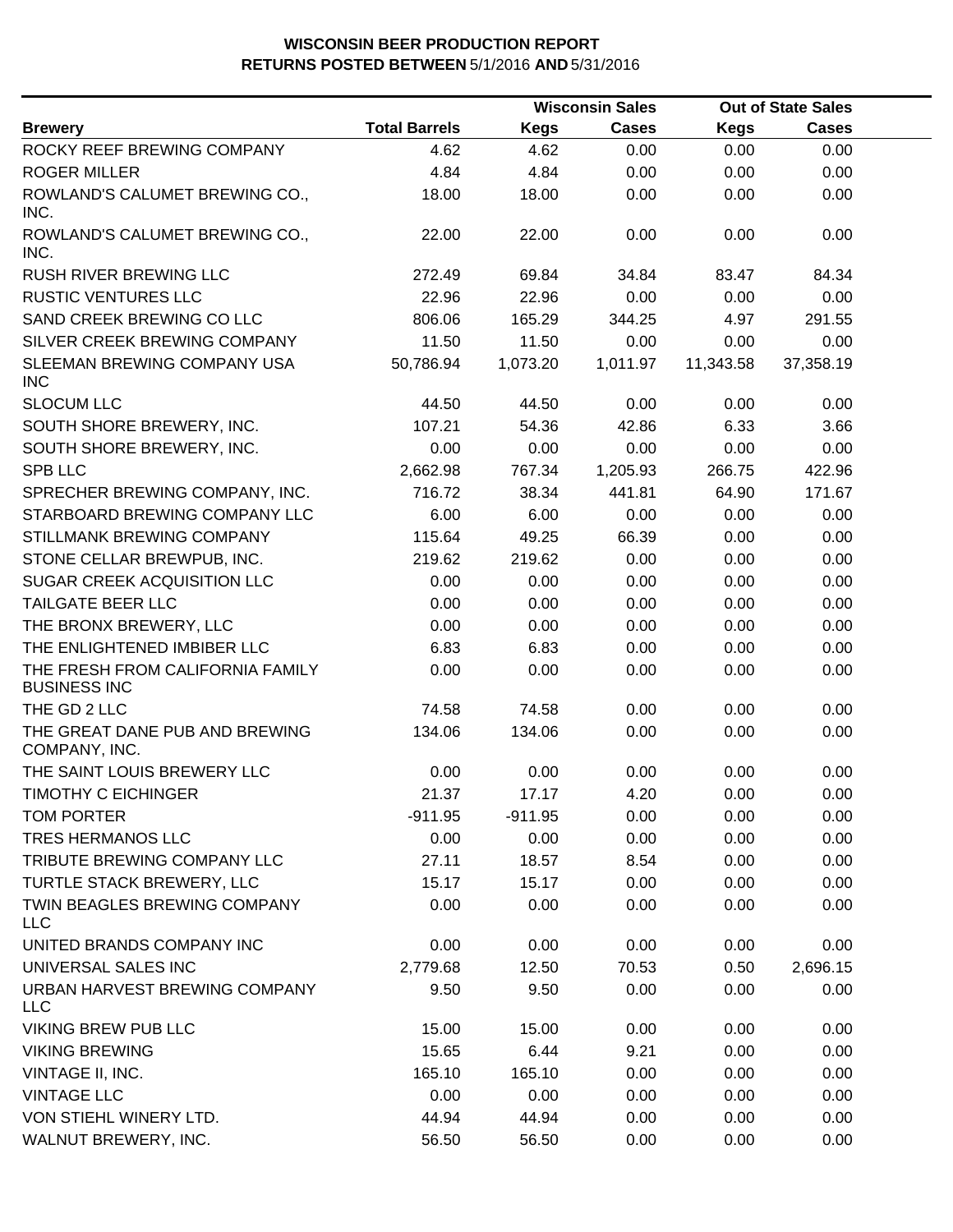# WISCONSIN BEER PRODUCTION REPORT
## RETURNS POSTED BETWEEN 5/1/2016 AND 5/31/2016

| Brewery | Total Barrels | Wisconsin Sales Kegs | Wisconsin Sales Cases | Out of State Sales Kegs | Out of State Sales Cases |
|---|---|---|---|---|---|
| ROCKY REEF BREWING COMPANY | 4.62 | 4.62 | 0.00 | 0.00 | 0.00 |
| ROGER MILLER | 4.84 | 4.84 | 0.00 | 0.00 | 0.00 |
| ROWLAND'S CALUMET BREWING CO., INC. | 18.00 | 18.00 | 0.00 | 0.00 | 0.00 |
| ROWLAND'S CALUMET BREWING CO., INC. | 22.00 | 22.00 | 0.00 | 0.00 | 0.00 |
| RUSH RIVER BREWING LLC | 272.49 | 69.84 | 34.84 | 83.47 | 84.34 |
| RUSTIC VENTURES LLC | 22.96 | 22.96 | 0.00 | 0.00 | 0.00 |
| SAND CREEK BREWING CO LLC | 806.06 | 165.29 | 344.25 | 4.97 | 291.55 |
| SILVER CREEK BREWING COMPANY | 11.50 | 11.50 | 0.00 | 0.00 | 0.00 |
| SLEEMAN BREWING COMPANY USA INC | 50,786.94 | 1,073.20 | 1,011.97 | 11,343.58 | 37,358.19 |
| SLOCUM LLC | 44.50 | 44.50 | 0.00 | 0.00 | 0.00 |
| SOUTH SHORE BREWERY, INC. | 107.21 | 54.36 | 42.86 | 6.33 | 3.66 |
| SOUTH SHORE BREWERY, INC. | 0.00 | 0.00 | 0.00 | 0.00 | 0.00 |
| SPB LLC | 2,662.98 | 767.34 | 1,205.93 | 266.75 | 422.96 |
| SPRECHER BREWING COMPANY, INC. | 716.72 | 38.34 | 441.81 | 64.90 | 171.67 |
| STARBOARD BREWING COMPANY LLC | 6.00 | 6.00 | 0.00 | 0.00 | 0.00 |
| STILLMANK BREWING COMPANY | 115.64 | 49.25 | 66.39 | 0.00 | 0.00 |
| STONE CELLAR BREWPUB, INC. | 219.62 | 219.62 | 0.00 | 0.00 | 0.00 |
| SUGAR CREEK ACQUISITION LLC | 0.00 | 0.00 | 0.00 | 0.00 | 0.00 |
| TAILGATE BEER LLC | 0.00 | 0.00 | 0.00 | 0.00 | 0.00 |
| THE BRONX BREWERY, LLC | 0.00 | 0.00 | 0.00 | 0.00 | 0.00 |
| THE ENLIGHTENED IMBIBER LLC | 6.83 | 6.83 | 0.00 | 0.00 | 0.00 |
| THE FRESH FROM CALIFORNIA FAMILY BUSINESS INC | 0.00 | 0.00 | 0.00 | 0.00 | 0.00 |
| THE GD 2 LLC | 74.58 | 74.58 | 0.00 | 0.00 | 0.00 |
| THE GREAT DANE PUB AND BREWING COMPANY, INC. | 134.06 | 134.06 | 0.00 | 0.00 | 0.00 |
| THE SAINT LOUIS BREWERY LLC | 0.00 | 0.00 | 0.00 | 0.00 | 0.00 |
| TIMOTHY C EICHINGER | 21.37 | 17.17 | 4.20 | 0.00 | 0.00 |
| TOM PORTER | -911.95 | -911.95 | 0.00 | 0.00 | 0.00 |
| TRES HERMANOS LLC | 0.00 | 0.00 | 0.00 | 0.00 | 0.00 |
| TRIBUTE BREWING COMPANY LLC | 27.11 | 18.57 | 8.54 | 0.00 | 0.00 |
| TURTLE STACK BREWERY, LLC | 15.17 | 15.17 | 0.00 | 0.00 | 0.00 |
| TWIN BEAGLES BREWING COMPANY LLC | 0.00 | 0.00 | 0.00 | 0.00 | 0.00 |
| UNITED BRANDS COMPANY INC | 0.00 | 0.00 | 0.00 | 0.00 | 0.00 |
| UNIVERSAL SALES INC | 2,779.68 | 12.50 | 70.53 | 0.50 | 2,696.15 |
| URBAN HARVEST BREWING COMPANY LLC | 9.50 | 9.50 | 0.00 | 0.00 | 0.00 |
| VIKING BREW PUB LLC | 15.00 | 15.00 | 0.00 | 0.00 | 0.00 |
| VIKING BREWING | 15.65 | 6.44 | 9.21 | 0.00 | 0.00 |
| VINTAGE II, INC. | 165.10 | 165.10 | 0.00 | 0.00 | 0.00 |
| VINTAGE LLC | 0.00 | 0.00 | 0.00 | 0.00 | 0.00 |
| VON STIEHL WINERY LTD. | 44.94 | 44.94 | 0.00 | 0.00 | 0.00 |
| WALNUT BREWERY, INC. | 56.50 | 56.50 | 0.00 | 0.00 | 0.00 |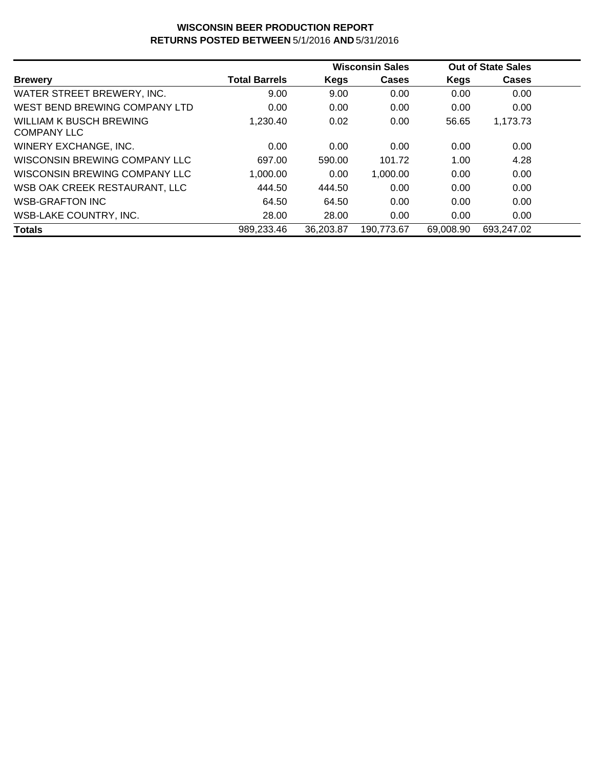**WISCONSIN BEER PRODUCTION REPORT**
**RETURNS POSTED BETWEEN** 5/1/2016 **AND** 5/31/2016

| | | Wisconsin Sales | | Out of State Sales | |
|---|---|---|---|---|---|
| **Brewery** | **Total Barrels** | **Kegs** | **Cases** | **Kegs** | **Cases** |
| WATER STREET BREWERY, INC. | 9.00 | 9.00 | 0.00 | 0.00 | 0.00 |
| WEST BEND BREWING COMPANY LTD | 0.00 | 0.00 | 0.00 | 0.00 | 0.00 |
| WILLIAM K BUSCH BREWING COMPANY LLC | 1,230.40 | 0.02 | 0.00 | 56.65 | 1,173.73 |
| WINERY EXCHANGE, INC. | 0.00 | 0.00 | 0.00 | 0.00 | 0.00 |
| WISCONSIN BREWING COMPANY LLC | 697.00 | 590.00 | 101.72 | 1.00 | 4.28 |
| WISCONSIN BREWING COMPANY LLC | 1,000.00 | 0.00 | 1,000.00 | 0.00 | 0.00 |
| WSB OAK CREEK RESTAURANT, LLC | 444.50 | 444.50 | 0.00 | 0.00 | 0.00 |
| WSB-GRAFTON INC | 64.50 | 64.50 | 0.00 | 0.00 | 0.00 |
| WSB-LAKE COUNTRY, INC. | 28.00 | 28.00 | 0.00 | 0.00 | 0.00 |
| **Totals** | 989,233.46 | 36,203.87 | 190,773.67 | 69,008.90 | 693,247.02 |